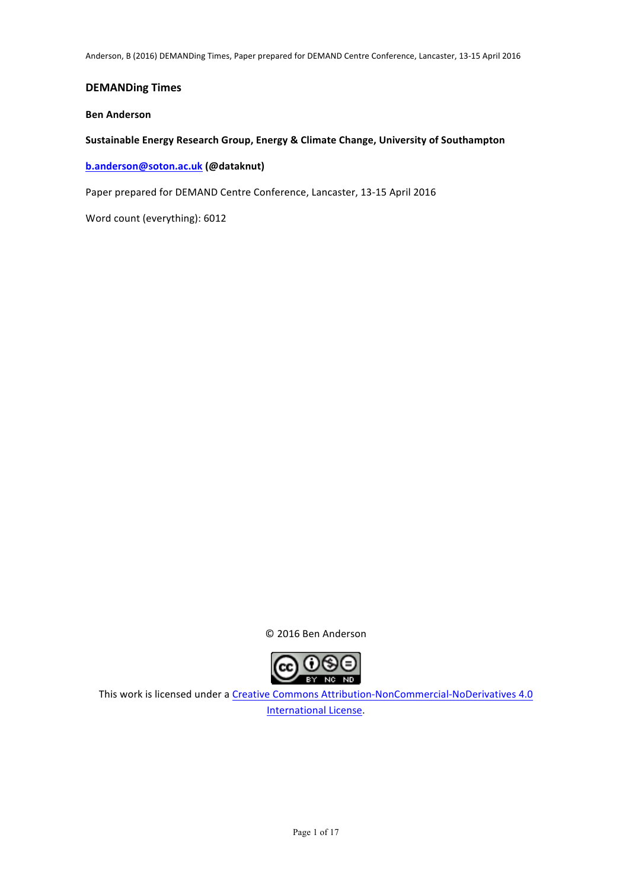# DEMANDing Times

**Ben Anderson**

**Sustainable Energy Research Group, Energy & Climate Change, University of Southampton**

**[b.anderson@soton.ac.uk](mailto:b.anderson@soton.ac.uk) (@dataknut)**

Paper prepared for DEMAND Centre Conference, Lancaster, 13-15 April 2016

Word count (everything): 6012

© 2016 Ben Anderson

This work is licensed under a Creative Commons Attribution-NonCommercial-NoDerivatives 4.0 International License.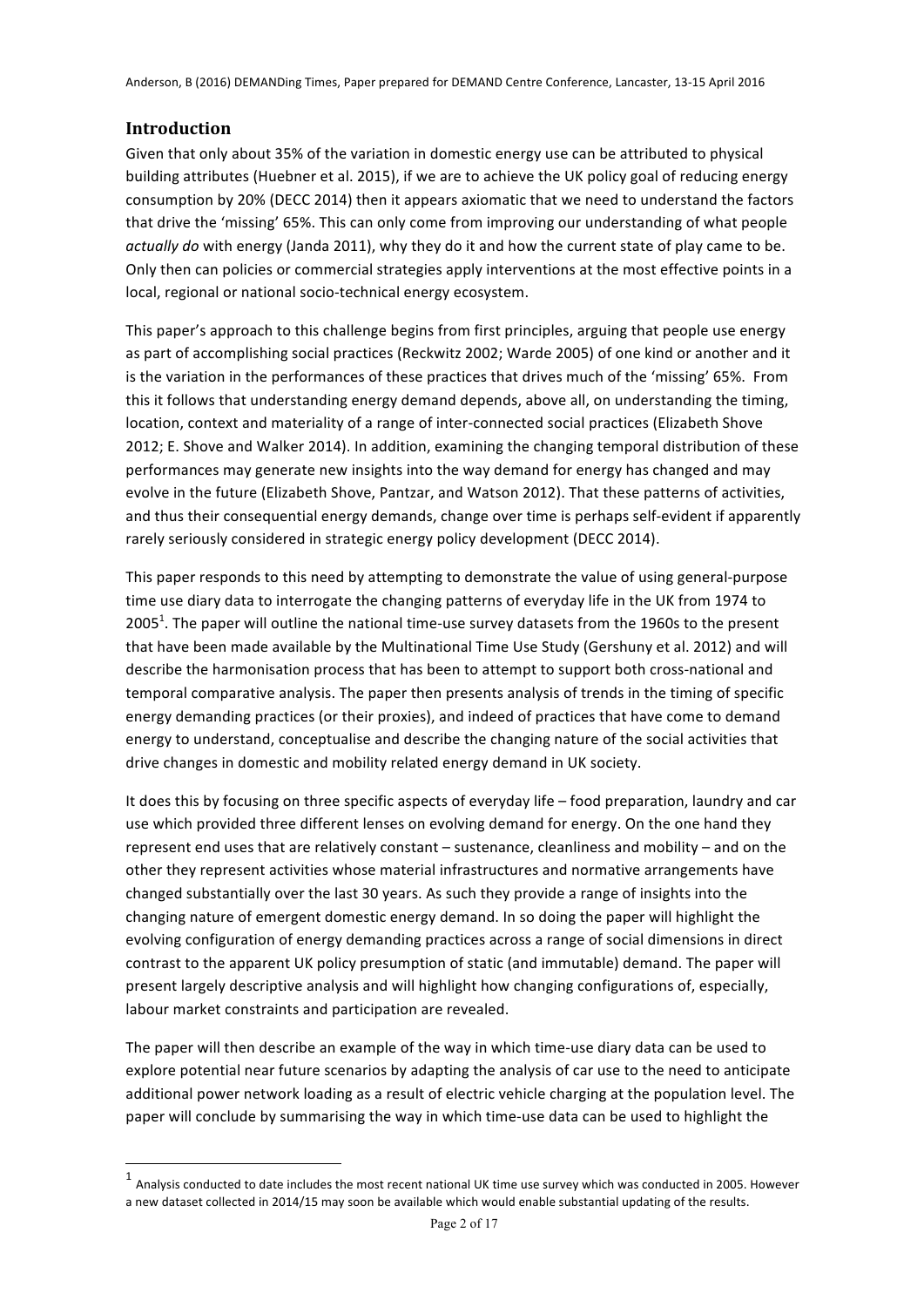## Introduction

Given that only about 35% of the variation in domestic energy use can be attributed to physical building attributes (Huebner et al. 2015), if we are to achieve the UK policy goal of reducing energy consumption by 20% (DECC 2014) then it appears axiomatic that we need to understand the factors that drive the 'missing' 65%. This can only come from improving our understanding of what people *actually do* with energy (Janda 2011), why they do it and how the current state of play came to be. Only then can policies or commercial strategies apply interventions at the most effective points in a local, regional or national socio-technical energy ecosystem.

This paper's approach to this challenge begins from first principles, arguing that people use energy as part of accomplishing social practices (Reckwitz 2002; Warde 2005) of one kind or another and it is the variation in the performances of these practices that drives much of the 'missing' 65%. From this it follows that understanding energy demand depends, above all, on understanding the timing, location, context and materiality of a range of inter-connected social practices (Elizabeth Shove 2012; E. Shove and Walker 2014). In addition, examining the changing temporal distribution of these performances may generate new insights into the way demand for energy has changed and may evolve in the future (Elizabeth Shove, Pantzar, and Watson 2012). That these patterns of activities, and thus their consequential energy demands, change over time is perhaps self-evident if apparently rarely seriously considered in strategic energy policy development (DECC 2014).

This paper responds to this need by attempting to demonstrate the value of using general-purpose time use diary data to interrogate the changing patterns of everyday life in the UK from 1974 to 2005[1]. The paper will outline the national time-use survey datasets from the 1960s to the present that have been made available by the Multinational Time Use Study (Gershuny et al. 2012) and will describe the harmonisation process that has been to attempt to support both cross-national and temporal comparative analysis. The paper then presents analysis of trends in the timing of specific energy demanding practices (or their proxies), and indeed of practices that have come to demand energy to understand, conceptualise and describe the changing nature of the social activities that drive changes in domestic and mobility related energy demand in UK society.

It does this by focusing on three specific aspects of everyday life – food preparation, laundry and car use which provided three different lenses on evolving demand for energy. On the one hand they represent end uses that are relatively constant – sustenance, cleanliness and mobility – and on the other they represent activities whose material infrastructures and normative arrangements have changed substantially over the last 30 years. As such they provide a range of insights into the changing nature of emergent domestic energy demand. In so doing the paper will highlight the evolving configuration of energy demanding practices across a range of social dimensions in direct contrast to the apparent UK policy presumption of static (and immutable) demand. The paper will present largely descriptive analysis and will highlight how changing configurations of, especially, labour market constraints and participation are revealed.

The paper will then describe an example of the way in which time-use diary data can be used to explore potential near future scenarios by adapting the analysis of car use to the need to anticipate additional power network loading as a result of electric vehicle charging at the population level. The paper will conclude by summarising the way in which time-use data can be used to highlight the

[1] Analysis conducted to date includes the most recent national UK time use survey which was conducted in 2005. However a new dataset collected in 2014/15 may soon be available which would enable substantial updating of the results.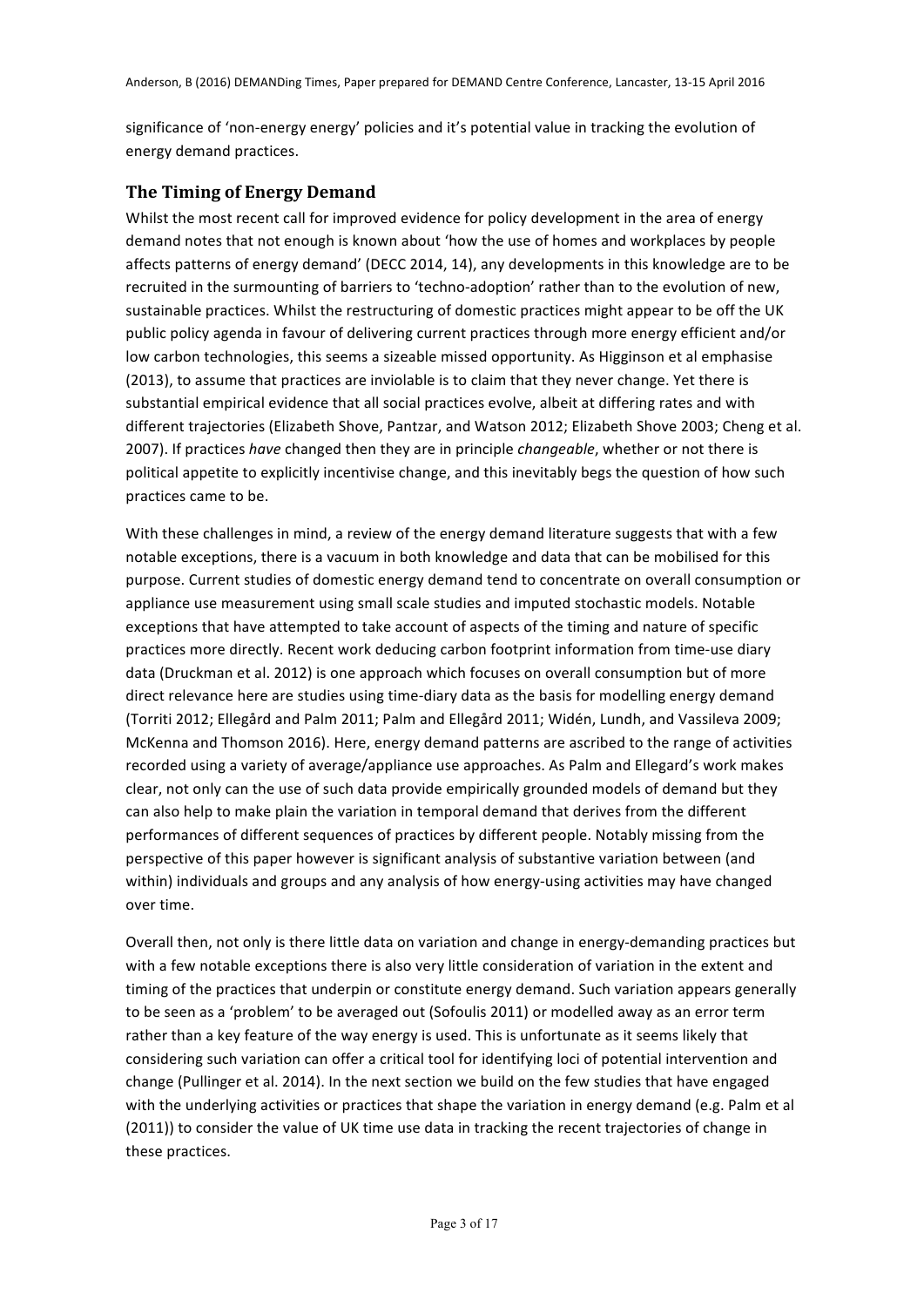significance of 'non-energy energy' policies and it's potential value in tracking the evolution of energy demand practices.

## The Timing of Energy Demand

Whilst the most recent call for improved evidence for policy development in the area of energy demand notes that not enough is known about 'how the use of homes and workplaces by people affects patterns of energy demand' (DECC 2014, 14), any developments in this knowledge are to be recruited in the surmounting of barriers to 'techno-adoption' rather than to the evolution of new, sustainable practices. Whilst the restructuring of domestic practices might appear to be off the UK public policy agenda in favour of delivering current practices through more energy efficient and/or low carbon technologies, this seems a sizeable missed opportunity. As Higginson et al emphasise (2013), to assume that practices are inviolable is to claim that they never change. Yet there is substantial empirical evidence that all social practices evolve, albeit at differing rates and with different trajectories (Elizabeth Shove, Pantzar, and Watson 2012; Elizabeth Shove 2003; Cheng et al. 2007). If practices *have* changed then they are in principle *changeable*, whether or not there is political appetite to explicitly incentivise change, and this inevitably begs the question of how such practices came to be.

With these challenges in mind, a review of the energy demand literature suggests that with a few notable exceptions, there is a vacuum in both knowledge and data that can be mobilised for this purpose. Current studies of domestic energy demand tend to concentrate on overall consumption or appliance use measurement using small scale studies and imputed stochastic models. Notable exceptions that have attempted to take account of aspects of the timing and nature of specific practices more directly. Recent work deducing carbon footprint information from time-use diary data (Druckman et al. 2012) is one approach which focuses on overall consumption but of more direct relevance here are studies using time-diary data as the basis for modelling energy demand (Torriti 2012; Ellegård and Palm 2011; Palm and Ellegård 2011; Widén, Lundh, and Vassileva 2009; McKenna and Thomson 2016). Here, energy demand patterns are ascribed to the range of activities recorded using a variety of average/appliance use approaches. As Palm and Ellegard's work makes clear, not only can the use of such data provide empirically grounded models of demand but they can also help to make plain the variation in temporal demand that derives from the different performances of different sequences of practices by different people. Notably missing from the perspective of this paper however is significant analysis of substantive variation between (and within) individuals and groups and any analysis of how energy-using activities may have changed over time.

Overall then, not only is there little data on variation and change in energy-demanding practices but with a few notable exceptions there is also very little consideration of variation in the extent and timing of the practices that underpin or constitute energy demand. Such variation appears generally to be seen as a 'problem' to be averaged out (Sofoulis 2011) or modelled away as an error term rather than a key feature of the way energy is used. This is unfortunate as it seems likely that considering such variation can offer a critical tool for identifying loci of potential intervention and change (Pullinger et al. 2014). In the next section we build on the few studies that have engaged with the underlying activities or practices that shape the variation in energy demand (e.g. Palm et al (2011)) to consider the value of UK time use data in tracking the recent trajectories of change in these practices.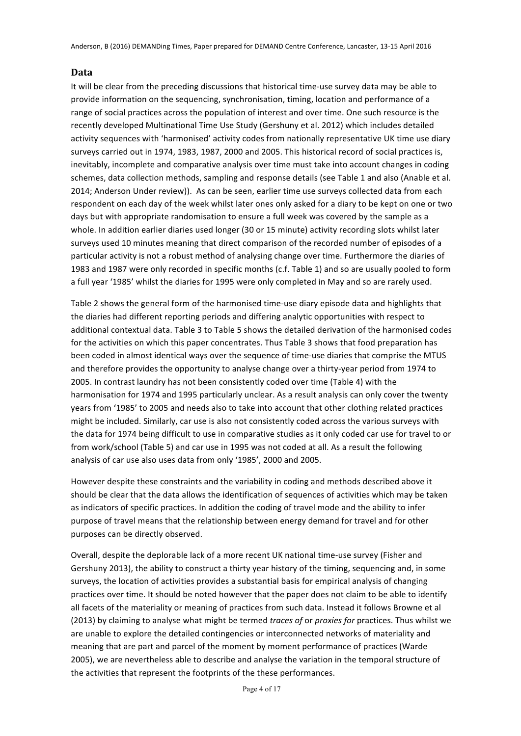## Data

It will be clear from the preceding discussions that historical time-use survey data may be able to provide information on the sequencing, synchronisation, timing, location and performance of a range of social practices across the population of interest and over time. One such resource is the recently developed Multinational Time Use Study (Gershuny et al. 2012) which includes detailed activity sequences with 'harmonised' activity codes from nationally representative UK time use diary surveys carried out in 1974, 1983, 1987, 2000 and 2005. This historical record of social practices is, inevitably, incomplete and comparative analysis over time must take into account changes in coding schemes, data collection methods, sampling and response details (see Table 1 and also (Anable et al. 2014; Anderson Under review)). As can be seen, earlier time use surveys collected data from each respondent on each day of the week whilst later ones only asked for a diary to be kept on one or two days but with appropriate randomisation to ensure a full week was covered by the sample as a whole. In addition earlier diaries used longer (30 or 15 minute) activity recording slots whilst later surveys used 10 minutes meaning that direct comparison of the recorded number of episodes of a particular activity is not a robust method of analysing change over time. Furthermore the diaries of 1983 and 1987 were only recorded in specific months (c.f. Table 1) and so are usually pooled to form a full year '1985' whilst the diaries for 1995 were only completed in May and so are rarely used.

Table 2 shows the general form of the harmonised time-use diary episode data and highlights that the diaries had different reporting periods and differing analytic opportunities with respect to additional contextual data. Table 3 to Table 5 shows the detailed derivation of the harmonised codes for the activities on which this paper concentrates. Thus Table 3 shows that food preparation has been coded in almost identical ways over the sequence of time-use diaries that comprise the MTUS and therefore provides the opportunity to analyse change over a thirty-year period from 1974 to 2005. In contrast laundry has not been consistently coded over time (Table 4) with the harmonisation for 1974 and 1995 particularly unclear. As a result analysis can only cover the twenty years from '1985' to 2005 and needs also to take into account that other clothing related practices might be included. Similarly, car use is also not consistently coded across the various surveys with the data for 1974 being difficult to use in comparative studies as it only coded car use for travel to or from work/school (Table 5) and car use in 1995 was not coded at all. As a result the following analysis of car use also uses data from only '1985', 2000 and 2005.

However despite these constraints and the variability in coding and methods described above it should be clear that the data allows the identification of sequences of activities which may be taken as indicators of specific practices. In addition the coding of travel mode and the ability to infer purpose of travel means that the relationship between energy demand for travel and for other purposes can be directly observed.

Overall, despite the deplorable lack of a more recent UK national time-use survey (Fisher and Gershuny 2013), the ability to construct a thirty year history of the timing, sequencing and, in some surveys, the location of activities provides a substantial basis for empirical analysis of changing practices over time. It should be noted however that the paper does not claim to be able to identify all facets of the materiality or meaning of practices from such data. Instead it follows Browne et al (2013) by claiming to analyse what might be termed *traces of* or *proxies for* practices. Thus whilst we are unable to explore the detailed contingencies or interconnected networks of materiality and meaning that are part and parcel of the moment by moment performance of practices (Warde 2005), we are nevertheless able to describe and analyse the variation in the temporal structure of the activities that represent the footprints of the these performances.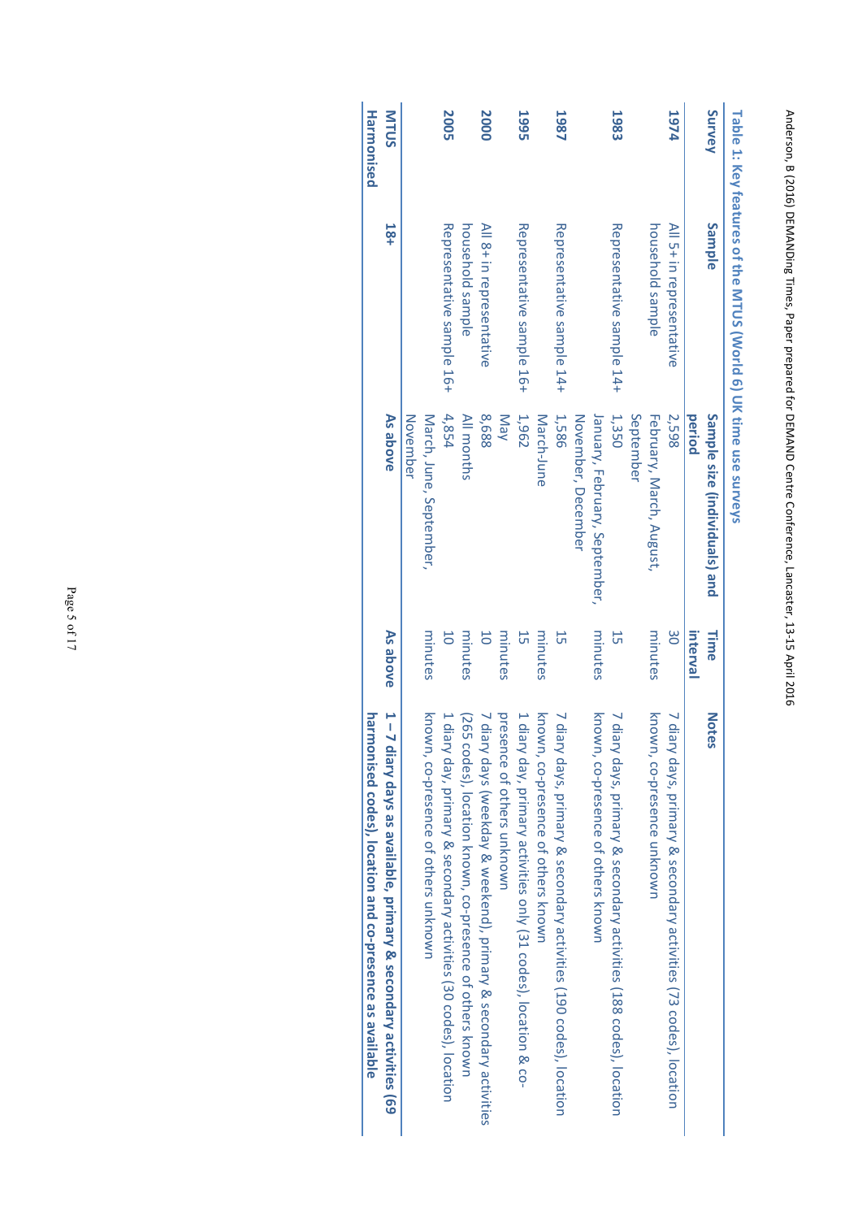**Table 1: Key features of the MTUS (World 6) UK time use surveys**

| Survey | Sample | Sample size (individuals) and period | Time interval | Notes |
|---|---|---|---|---|
| **1974** | All 5+ in representative household sample | 2,598 February, March, August, September | 30 minutes | 7 diary days, primary & secondary activities (73 codes), location known, co-presence unknown |
| **1983** | Representative sample 14+ | 1,350 January, February, September, November, December | 15 minutes | 7 diary days, primary & secondary activities (188 codes), location known, co-presence of others known |
| **1987** | Representative sample 14+ | 1,586 March-June | 15 minutes | 7 diary days, primary & secondary activities (190 codes), location known, co-presence of others known |
| **1995** | Representative sample 16+ | 1,962 May | 15 minutes | 1 diary day, primary activities only (31 codes), location & co-presence of others unknown |
| **2000** | All 8+ in representative household sample | 8,688 All months | 10 minutes | 7 diary days (weekday & weekend), primary & secondary activities (265 codes), location known, co-presence of others known |
| **2005** | Representative sample 16+ | 4,854 March, June, September, November | 10 minutes | 1 diary day, primary & secondary activities (30 codes), location known, co-presence of others unknown |
| **MTUS Harmonised** | **18+** | **As above** | **As above** | **1 – 7 diary days as available, primary & secondary activities (69 harmonised codes), location and co-presence as available** |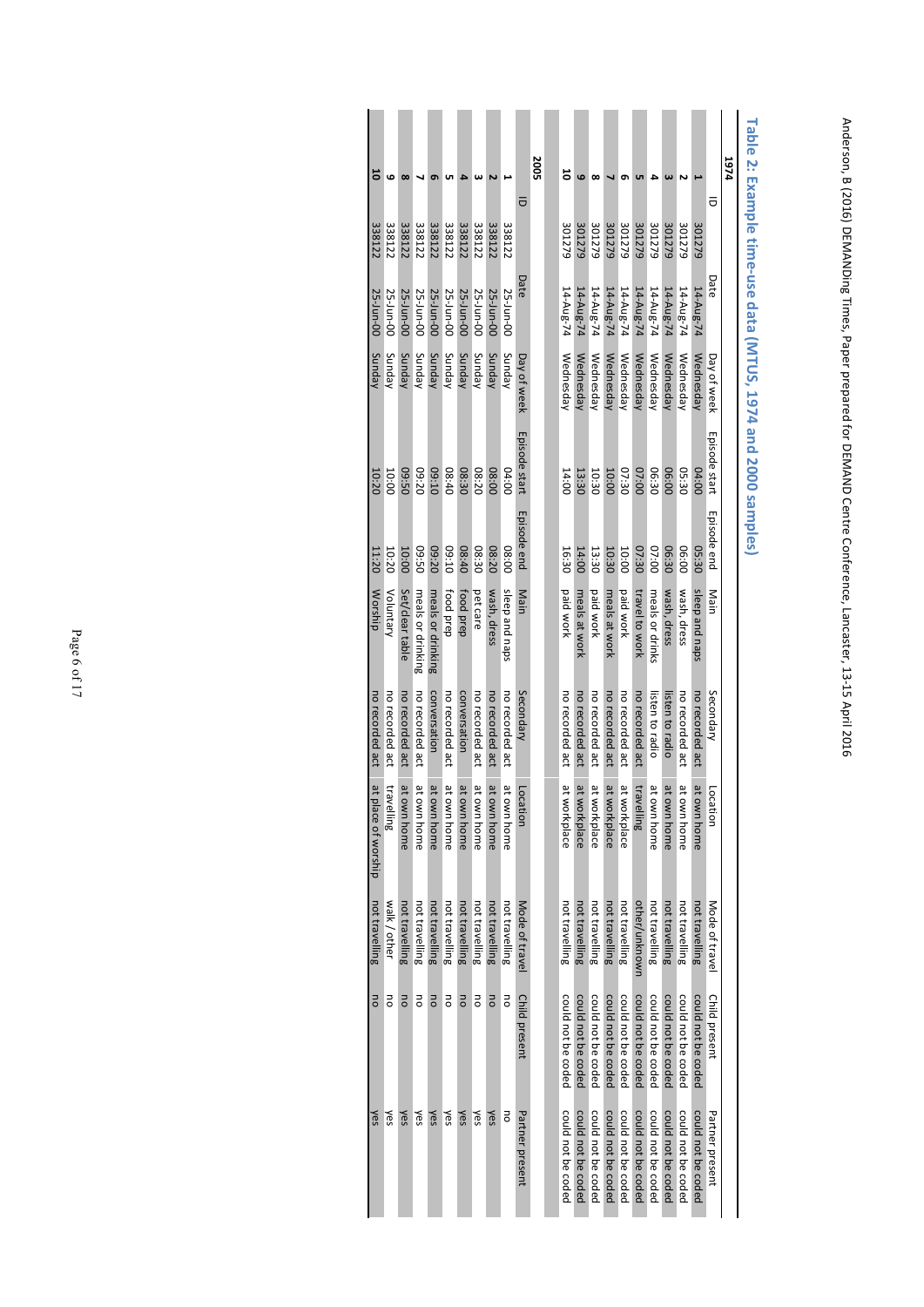## Table 2: Example time-use data (MTUS, 1974 and 2000 samples)

| | ID | Date | Day of week | Episode start | Episode end | Main | Secondary | Location | Mode of travel | Child present | Partner present |
|---|---|---|---|---|---|---|---|---|---|---|---|
| **1974** | | | | | | | | | | | |
| **1** | 301279 | 14-Aug-74 | Wednesday | 04:00 | 05:30 | sleep and naps | no recorded act | at own home | not travelling | could not be coded | could not be coded |
| **2** | 301279 | 14-Aug-74 | Wednesday | 05:30 | 06:00 | wash, dress | no recorded act | at own home | not travelling | could not be coded | could not be coded |
| **3** | 301279 | 14-Aug-74 | Wednesday | 06:00 | 06:30 | wash, dress | listen to radio | at own home | not travelling | could not be coded | could not be coded |
| **4** | 301279 | 14-Aug-74 | Wednesday | 06:30 | 07:00 | meals or drinks | listen to radio | at own home | not travelling | could not be coded | could not be coded |
| **5** | 301279 | 14-Aug-74 | Wednesday | 07:00 | 07:30 | travel to work | no recorded act | travelling | other/unknown | could not be coded | could not be coded |
| **6** | 301279 | 14-Aug-74 | Wednesday | 07:30 | 10:00 | paid work | no recorded act | at workplace | not travelling | could not be coded | could not be coded |
| **7** | 301279 | 14-Aug-74 | Wednesday | 10:00 | 10:30 | meals at work | no recorded act | at workplace | not travelling | could not be coded | could not be coded |
| **8** | 301279 | 14-Aug-74 | Wednesday | 10:30 | 13:30 | paid work | no recorded act | at workplace | not travelling | could not be coded | could not be coded |
| **9** | 301279 | 14-Aug-74 | Wednesday | 13:30 | 14:00 | meals at work | no recorded act | at workplace | not travelling | could not be coded | could not be coded |
| **10** | 301279 | 14-Aug-74 | Wednesday | 14:00 | 16:30 | paid work | no recorded act | at workplace | not travelling | could not be coded | could not be coded |
| **2005** | | | | | | | | | | | |
| | ID | Date | Day of week | Episode start | Episode end | Main | Secondary | Location | Mode of travel | Child present | Partner present |
| **1** | 338122 | 25-Jun-00 | Sunday | 04:00 | 08:00 | sleep and naps | no recorded act | at own home | not travelling | no | no |
| **2** | 338122 | 25-Jun-00 | Sunday | 08:00 | 08:20 | wash, dress | no recorded act | at own home | not travelling | no | yes |
| **3** | 338122 | 25-Jun-00 | Sunday | 08:20 | 08:30 | pet care | no recorded act | at own home | not travelling | no | yes |
| **4** | 338122 | 25-Jun-00 | Sunday | 08:30 | 08:40 | food prep | conversation | at own home | not travelling | no | yes |
| **5** | 338122 | 25-Jun-00 | Sunday | 08:40 | 09:10 | food prep | no recorded act | at own home | not travelling | no | yes |
| **6** | 338122 | 25-Jun-00 | Sunday | 09:10 | 09:20 | meals or drinking | conversation | at own home | not travelling | no | yes |
| **7** | 338122 | 25-Jun-00 | Sunday | 09:20 | 09:50 | meals or drinking | no recorded act | at own home | not travelling | no | yes |
| **8** | 338122 | 25-Jun-00 | Sunday | 09:50 | 10:00 | Set/clear table | no recorded act | at own home | not travelling | no | yes |
| **9** | 338122 | 25-Jun-00 | Sunday | 10:00 | 10:20 | Voluntary | no recorded act | travelling | walk / other | no | yes |
| **10** | 338122 | 25-Jun-00 | Sunday | 10:20 | 11:20 | Worship | no recorded act | at place of worship | not travelling | no | yes |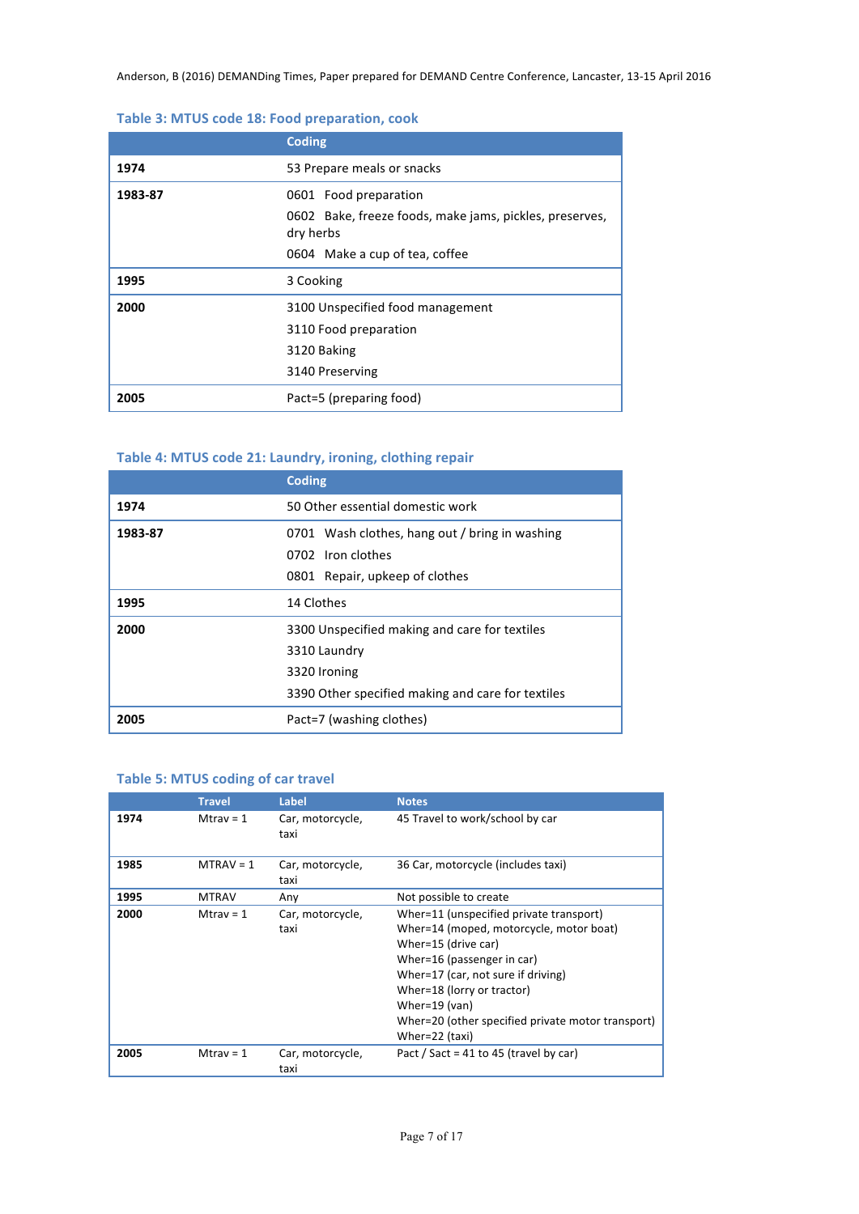### Table 3: MTUS code 18: Food preparation, cook

| | Coding |
|---|---|
| **1974** | 53 Prepare meals or snacks |
| **1983-87** | 0601 Food preparation<br>0602 Bake, freeze foods, make jams, pickles, preserves, dry herbs<br>0604 Make a cup of tea, coffee |
| **1995** | 3 Cooking |
| **2000** | 3100 Unspecified food management<br>3110 Food preparation<br>3120 Baking<br>3140 Preserving |
| **2005** | Pact=5 (preparing food) |

### Table 4: MTUS code 21: Laundry, ironing, clothing repair

| | Coding |
|---|---|
| **1974** | 50 Other essential domestic work |
| **1983-87** | 0701 Wash clothes, hang out / bring in washing<br>0702 Iron clothes<br>0801 Repair, upkeep of clothes |
| **1995** | 14 Clothes |
| **2000** | 3300 Unspecified making and care for textiles<br>3310 Laundry<br>3320 Ironing<br>3390 Other specified making and care for textiles |
| **2005** | Pact=7 (washing clothes) |

### Table 5: MTUS coding of car travel

| | Travel | Label | Notes |
|---|---|---|---|
| **1974** | Mtrav = 1 | Car, motorcycle, taxi | 45 Travel to work/school by car |
| **1985** | MTRAV = 1 | Car, motorcycle, taxi | 36 Car, motorcycle (includes taxi) |
| **1995** | MTRAV | Any | Not possible to create |
| **2000** | Mtrav = 1 | Car, motorcycle, taxi | Wher=11 (unspecified private transport)<br>Wher=14 (moped, motorcycle, motor boat)<br>Wher=15 (drive car)<br>Wher=16 (passenger in car)<br>Wher=17 (car, not sure if driving)<br>Wher=18 (lorry or tractor)<br>Wher=19 (van)<br>Wher=20 (other specified private motor transport)<br>Wher=22 (taxi) |
| **2005** | Mtrav = 1 | Car, motorcycle, taxi | Pact / Sact = 41 to 45 (travel by car) |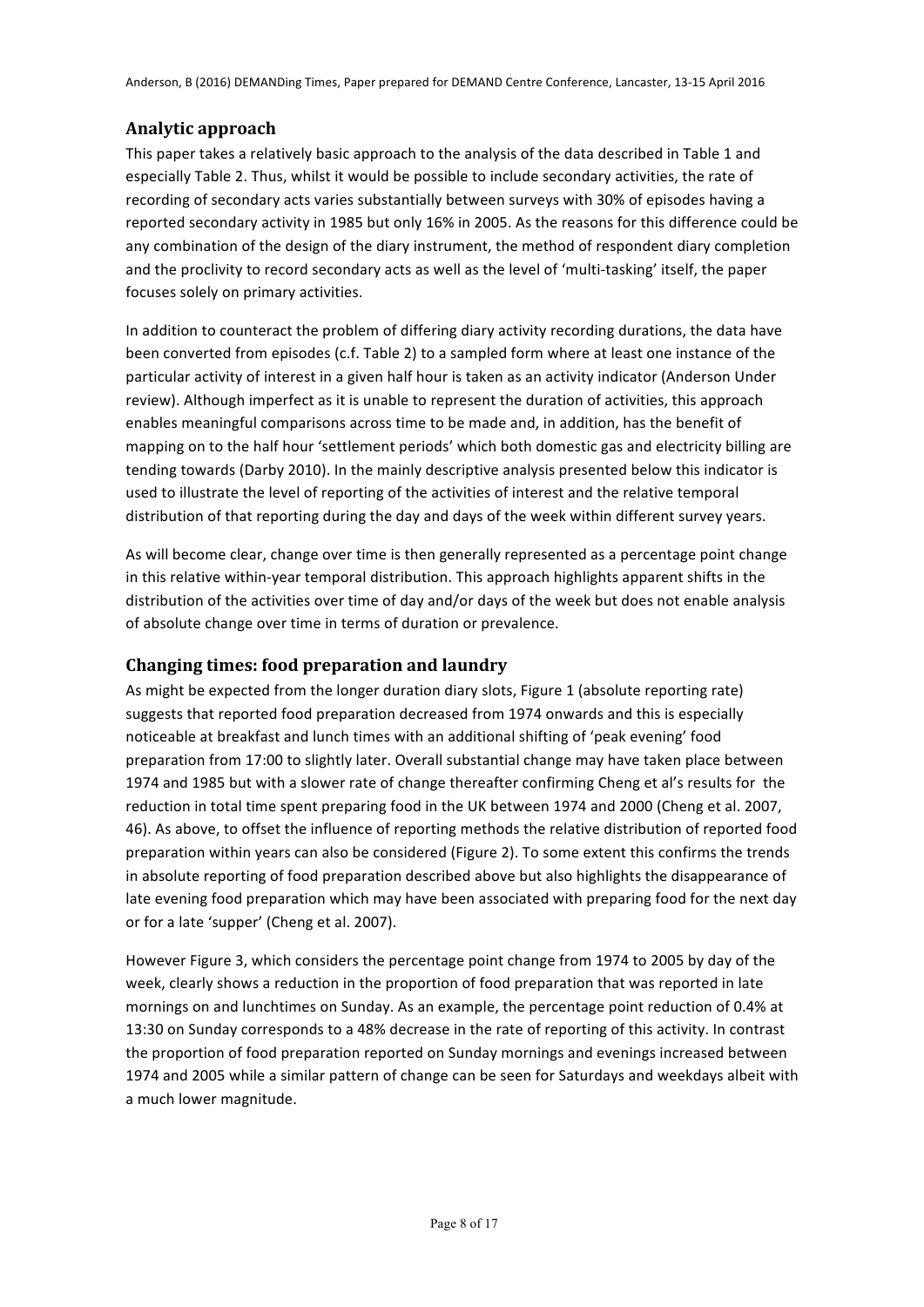## Analytic approach

This paper takes a relatively basic approach to the analysis of the data described in Table 1 and especially Table 2. Thus, whilst it would be possible to include secondary activities, the rate of recording of secondary acts varies substantially between surveys with 30% of episodes having a reported secondary activity in 1985 but only 16% in 2005. As the reasons for this difference could be any combination of the design of the diary instrument, the method of respondent diary completion and the proclivity to record secondary acts as well as the level of 'multi-tasking' itself, the paper focuses solely on primary activities.

In addition to counteract the problem of differing diary activity recording durations, the data have been converted from episodes (c.f. Table 2) to a sampled form where at least one instance of the particular activity of interest in a given half hour is taken as an activity indicator (Anderson Under review). Although imperfect as it is unable to represent the duration of activities, this approach enables meaningful comparisons across time to be made and, in addition, has the benefit of mapping on to the half hour 'settlement periods' which both domestic gas and electricity billing are tending towards (Darby 2010). In the mainly descriptive analysis presented below this indicator is used to illustrate the level of reporting of the activities of interest and the relative temporal distribution of that reporting during the day and days of the week within different survey years.

As will become clear, change over time is then generally represented as a percentage point change in this relative within-year temporal distribution. This approach highlights apparent shifts in the distribution of the activities over time of day and/or days of the week but does not enable analysis of absolute change over time in terms of duration or prevalence.

## Changing times: food preparation and laundry

As might be expected from the longer duration diary slots, Figure 1 (absolute reporting rate) suggests that reported food preparation decreased from 1974 onwards and this is especially noticeable at breakfast and lunch times with an additional shifting of 'peak evening' food preparation from 17:00 to slightly later. Overall substantial change may have taken place between 1974 and 1985 but with a slower rate of change thereafter confirming Cheng et al's results for the reduction in total time spent preparing food in the UK between 1974 and 2000 (Cheng et al. 2007, 46). As above, to offset the influence of reporting methods the relative distribution of reported food preparation within years can also be considered (Figure 2). To some extent this confirms the trends in absolute reporting of food preparation described above but also highlights the disappearance of late evening food preparation which may have been associated with preparing food for the next day or for a late 'supper' (Cheng et al. 2007).

However Figure 3, which considers the percentage point change from 1974 to 2005 by day of the week, clearly shows a reduction in the proportion of food preparation that was reported in late mornings on and lunchtimes on Sunday. As an example, the percentage point reduction of 0.4% at 13:30 on Sunday corresponds to a 48% decrease in the rate of reporting of this activity. In contrast the proportion of food preparation reported on Sunday mornings and evenings increased between 1974 and 2005 while a similar pattern of change can be seen for Saturdays and weekdays albeit with a much lower magnitude.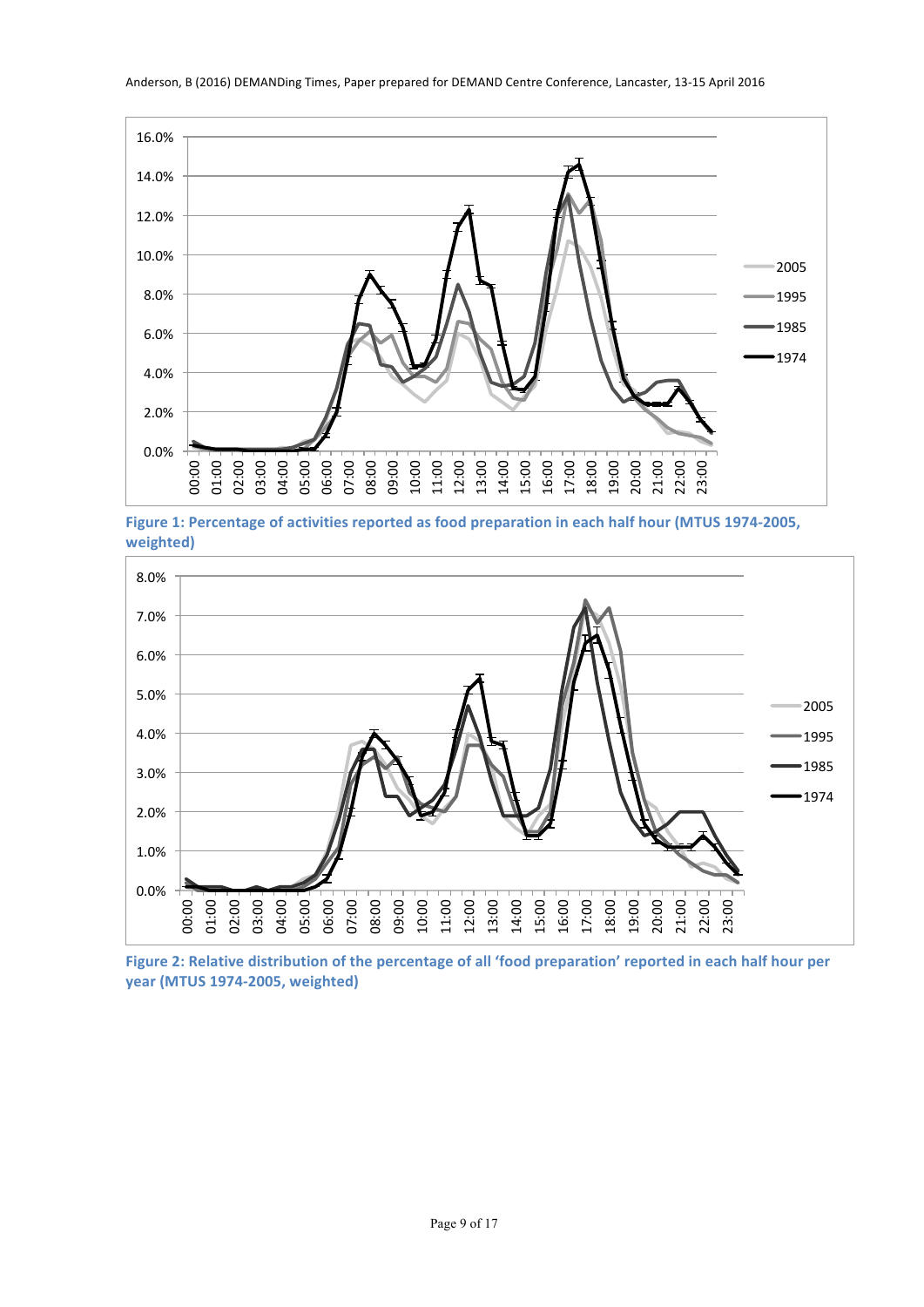16.0%
14.0%
12.0%
10.0%
8.0%
6.0%
4.0%
2.0%
0.0%

00:00 01:00 02:00 03:00 04:00 05:00 06:00 07:00 08:00 09:00 10:00 11:00 12:00 13:00 14:00 15:00 16:00 17:00 18:00 19:00 20:00 21:00 22:00 23:00

2005
1995
1985
1974

**Figure 1: Percentage of activities reported as food preparation in each half hour (MTUS 1974-2005, weighted)**

8.0%
7.0%
6.0%
5.0%
4.0%
3.0%
2.0%
1.0%
0.0%

00:00 01:00 02:00 03:00 04:00 05:00 06:00 07:00 08:00 09:00 10:00 11:00 12:00 13:00 14:00 15:00 16:00 17:00 18:00 19:00 20:00 21:00 22:00 23:00

2005
1995
1985
1974

**Figure 2: Relative distribution of the percentage of all 'food preparation' reported in each half hour per year (MTUS 1974-2005, weighted)**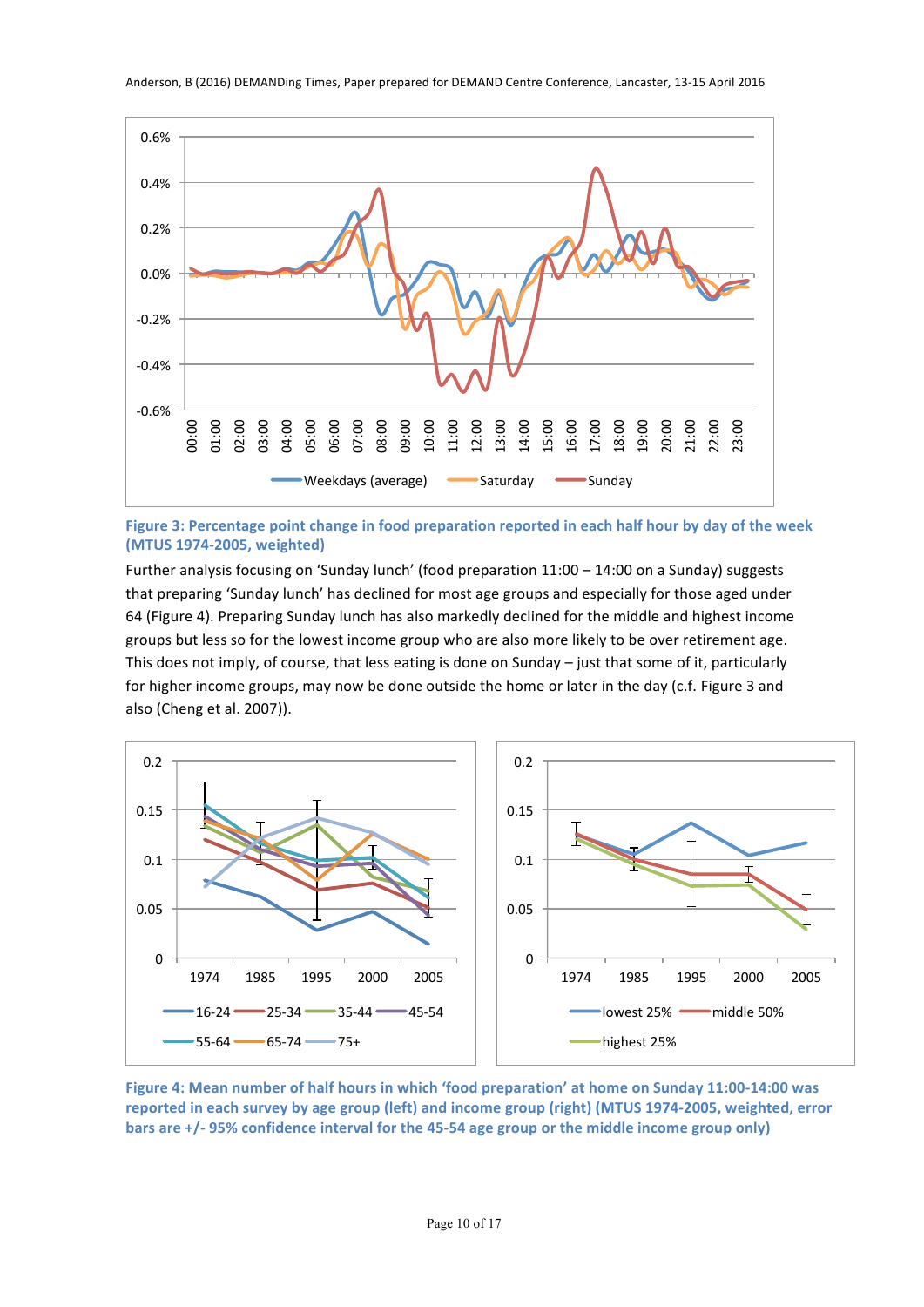0.6%
0.4%
0.2%
0.0%
-0.2%
-0.4%
-0.6%

00:00 01:00 02:00 03:00 04:00 05:00 06:00 07:00 08:00 09:00 10:00 11:00 12:00 13:00 14:00 15:00 16:00 17:00 18:00 19:00 20:00 21:00 22:00 23:00

Weekdays (average) Saturday Sunday

**Figure 3: Percentage point change in food preparation reported in each half hour by day of the week (MTUS 1974-2005, weighted)**

Further analysis focusing on 'Sunday lunch' (food preparation 11:00 – 14:00 on a Sunday) suggests that preparing 'Sunday lunch' has declined for most age groups and especially for those aged under 64 (Figure 4). Preparing Sunday lunch has also markedly declined for the middle and highest income groups but less so for the lowest income group who are also more likely to be over retirement age. This does not imply, of course, that less eating is done on Sunday – just that some of it, particularly for higher income groups, may now be done outside the home or later in the day (c.f. Figure 3 and also (Cheng et al. 2007)).

0.2
0.15
0.1
0.05
0

1974 1985 1995 2000 2005

16-24 25-34 35-44 45-54
55-64 65-74 75+

0.2
0.15
0.1
0.05
0

1974 1985 1995 2000 2005

lowest 25% middle 50%
highest 25%

**Figure 4: Mean number of half hours in which 'food preparation' at home on Sunday 11:00-14:00 was reported in each survey by age group (left) and income group (right) (MTUS 1974-2005, weighted, error bars are +/- 95% confidence interval for the 45-54 age group or the middle income group only)**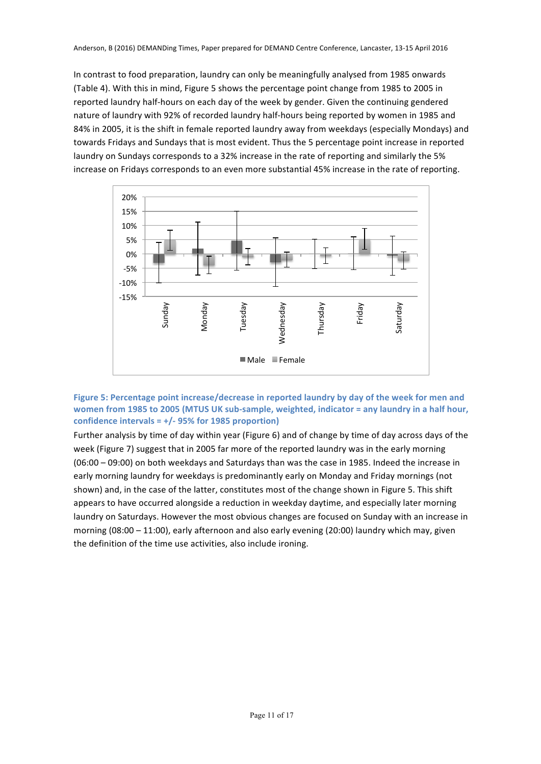In contrast to food preparation, laundry can only be meaningfully analysed from 1985 onwards (Table 4). With this in mind, Figure 5 shows the percentage point change from 1985 to 2005 in reported laundry half-hours on each day of the week by gender. Given the continuing gendered nature of laundry with 92% of recorded laundry half-hours being reported by women in 1985 and 84% in 2005, it is the shift in female reported laundry away from weekdays (especially Mondays) and towards Fridays and Sundays that is most evident. Thus the 5 percentage point increase in reported laundry on Sundays corresponds to a 32% increase in the rate of reporting and similarly the 5% increase on Fridays corresponds to an even more substantial 45% increase in the rate of reporting.

20%
15%
10%
5%
0%
-5%
-10%
-15%

Sunday
Monday
Tuesday
Wednesday
Thursday
Friday
Saturday

Male
Female

**Figure 5: Percentage point increase/decrease in reported laundry by day of the week for men and women from 1985 to 2005 (MTUS UK sub-sample, weighted, indicator = any laundry in a half hour, confidence intervals = +/- 95% for 1985 proportion)**

Further analysis by time of day within year (Figure 6) and of change by time of day across days of the week (Figure 7) suggest that in 2005 far more of the reported laundry was in the early morning (06:00 – 09:00) on both weekdays and Saturdays than was the case in 1985. Indeed the increase in early morning laundry for weekdays is predominantly early on Monday and Friday mornings (not shown) and, in the case of the latter, constitutes most of the change shown in Figure 5. This shift appears to have occurred alongside a reduction in weekday daytime, and especially later morning laundry on Saturdays. However the most obvious changes are focused on Sunday with an increase in morning (08:00 – 11:00), early afternoon and also early evening (20:00) laundry which may, given the definition of the time use activities, also include ironing.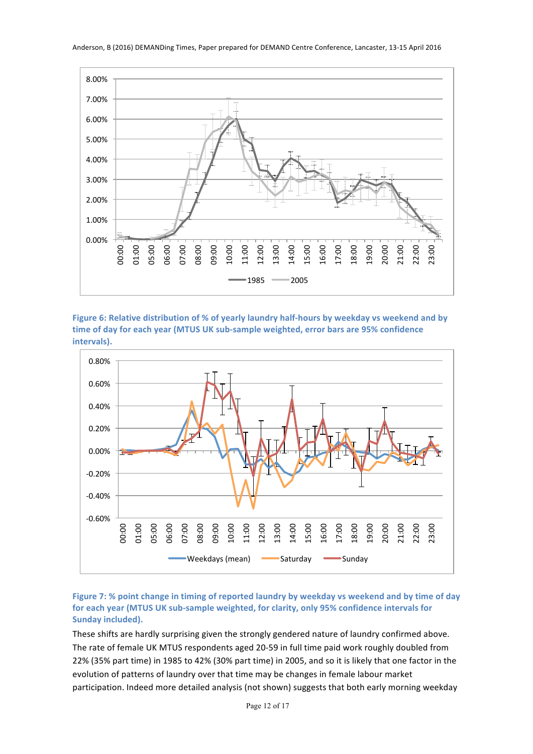8.00%
7.00%
6.00%
5.00%
4.00%
3.00%
2.00%
1.00%
0.00%

00:00 01:00 05:00 06:00 07:00 08:00 09:00 10:00 11:00 12:00 13:00 14:00 15:00 16:00 17:00 18:00 19:00 20:00 21:00 22:00 23:00

1985 2005

**Figure 6: Relative distribution of % of yearly laundry half-hours by weekday vs weekend and by time of day for each year (MTUS UK sub-sample weighted, error bars are 95% confidence intervals).**

0.80%
0.60%
0.40%
0.20%
0.00%
-0.20%
-0.40%
-0.60%

00:00 01:00 05:00 06:00 07:00 08:00 09:00 10:00 11:00 12:00 13:00 14:00 15:00 16:00 17:00 18:00 19:00 20:00 21:00 22:00 23:00

Weekdays (mean) Saturday Sunday

**Figure 7: % point change in timing of reported laundry by weekday vs weekend and by time of day for each year (MTUS UK sub-sample weighted, for clarity, only 95% confidence intervals for Sunday included).**

These shifts are hardly surprising given the strongly gendered nature of laundry confirmed above. The rate of female UK MTUS respondents aged 20-59 in full time paid work roughly doubled from 22% (35% part time) in 1985 to 42% (30% part time) in 2005, and so it is likely that one factor in the evolution of patterns of laundry over that time may be changes in female labour market participation. Indeed more detailed analysis (not shown) suggests that both early morning weekday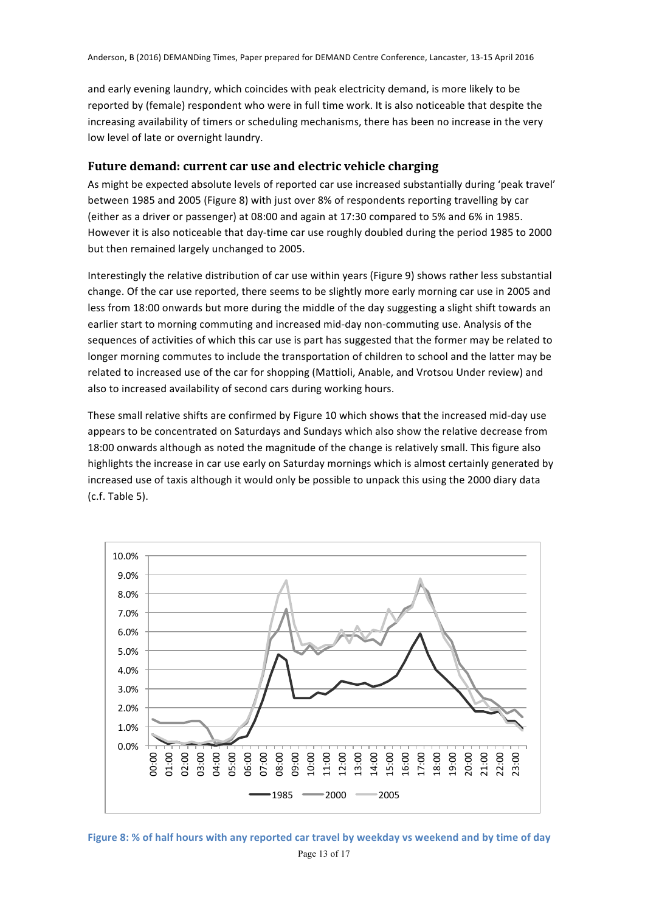and early evening laundry, which coincides with peak electricity demand, is more likely to be reported by (female) respondent who were in full time work. It is also noticeable that despite the increasing availability of timers or scheduling mechanisms, there has been no increase in the very low level of late or overnight laundry.

## Future demand: current car use and electric vehicle charging

As might be expected absolute levels of reported car use increased substantially during 'peak travel' between 1985 and 2005 (Figure 8) with just over 8% of respondents reporting travelling by car (either as a driver or passenger) at 08:00 and again at 17:30 compared to 5% and 6% in 1985. However it is also noticeable that day-time car use roughly doubled during the period 1985 to 2000 but then remained largely unchanged to 2005.

Interestingly the relative distribution of car use within years (Figure 9) shows rather less substantial change. Of the car use reported, there seems to be slightly more early morning car use in 2005 and less from 18:00 onwards but more during the middle of the day suggesting a slight shift towards an earlier start to morning commuting and increased mid-day non-commuting use. Analysis of the sequences of activities of which this car use is part has suggested that the former may be related to longer morning commutes to include the transportation of children to school and the latter may be related to increased use of the car for shopping (Mattioli, Anable, and Vrotsou Under review) and also to increased availability of second cars during working hours.

These small relative shifts are confirmed by Figure 10 which shows that the increased mid-day use appears to be concentrated on Saturdays and Sundays which also show the relative decrease from 18:00 onwards although as noted the magnitude of the change is relatively small. This figure also highlights the increase in car use early on Saturday mornings which is almost certainly generated by increased use of taxis although it would only be possible to unpack this using the 2000 diary data (c.f. Table 5).

10.0%
9.0%
8.0%
7.0%
6.0%
5.0%
4.0%
3.0%
2.0%
1.0%
0.0%

00:00 01:00 02:00 03:00 04:00 05:00 06:00 07:00 08:00 09:00 10:00 11:00 12:00 13:00 14:00 15:00 16:00 17:00 18:00 19:00 20:00 21:00 22:00 23:00

1985 2000 2005

Figure 8: % of half hours with any reported car travel by weekday vs weekend and by time of day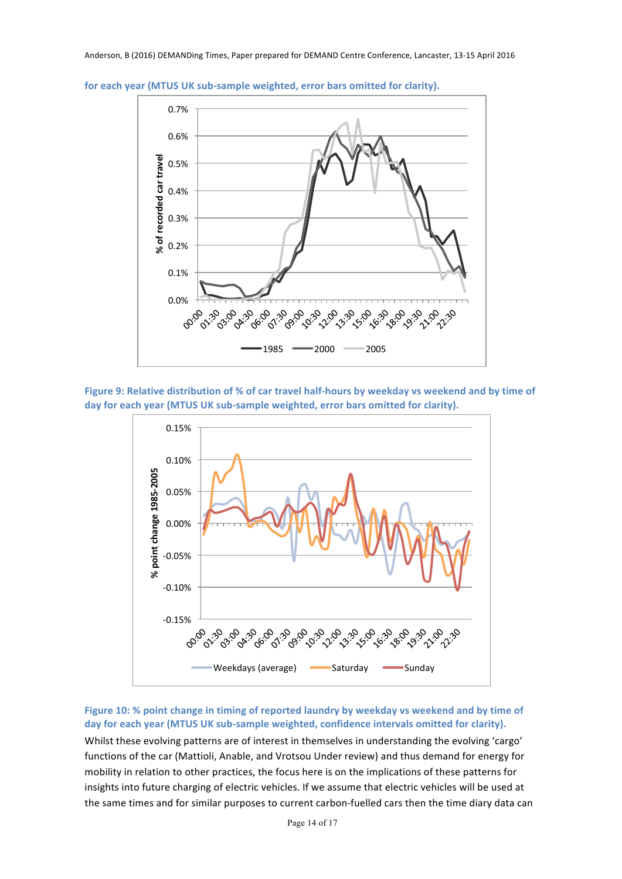for each year (MTUS UK sub-sample weighted, error bars omitted for clarity).

0.7%
0.6%
0.5%
0.4%
0.3%
0.2%
0.1%
0.0%

% of recorded car travel

00:00 01:30 03:00 04:30 06:00 07:30 09:00 10:30 12:00 13:30 15:00 16:30 18:00 19:30 21:00 22:30

1985 2000 2005

**Figure 9: Relative distribution of % of car travel half-hours by weekday vs weekend and by time of day for each year (MTUS UK sub-sample weighted, error bars omitted for clarity).**

0.15%
0.10%
0.05%
0.00%
-0.05%
-0.10%
-0.15%

% point change 1985-2005

00:00 01:30 03:00 04:30 06:00 07:30 09:00 10:30 12:00 13:30 15:00 16:30 18:00 19:30 21:00 22:30

Weekdays (average) Saturday Sunday

**Figure 10: % point change in timing of reported laundry by weekday vs weekend and by time of day for each year (MTUS UK sub-sample weighted, confidence intervals omitted for clarity).**

Whilst these evolving patterns are of interest in themselves in understanding the evolving 'cargo' functions of the car (Mattioli, Anable, and Vrotsou Under review) and thus demand for energy for mobility in relation to other practices, the focus here is on the implications of these patterns for insights into future charging of electric vehicles. If we assume that electric vehicles will be used at the same times and for similar purposes to current carbon-fuelled cars then the time diary data can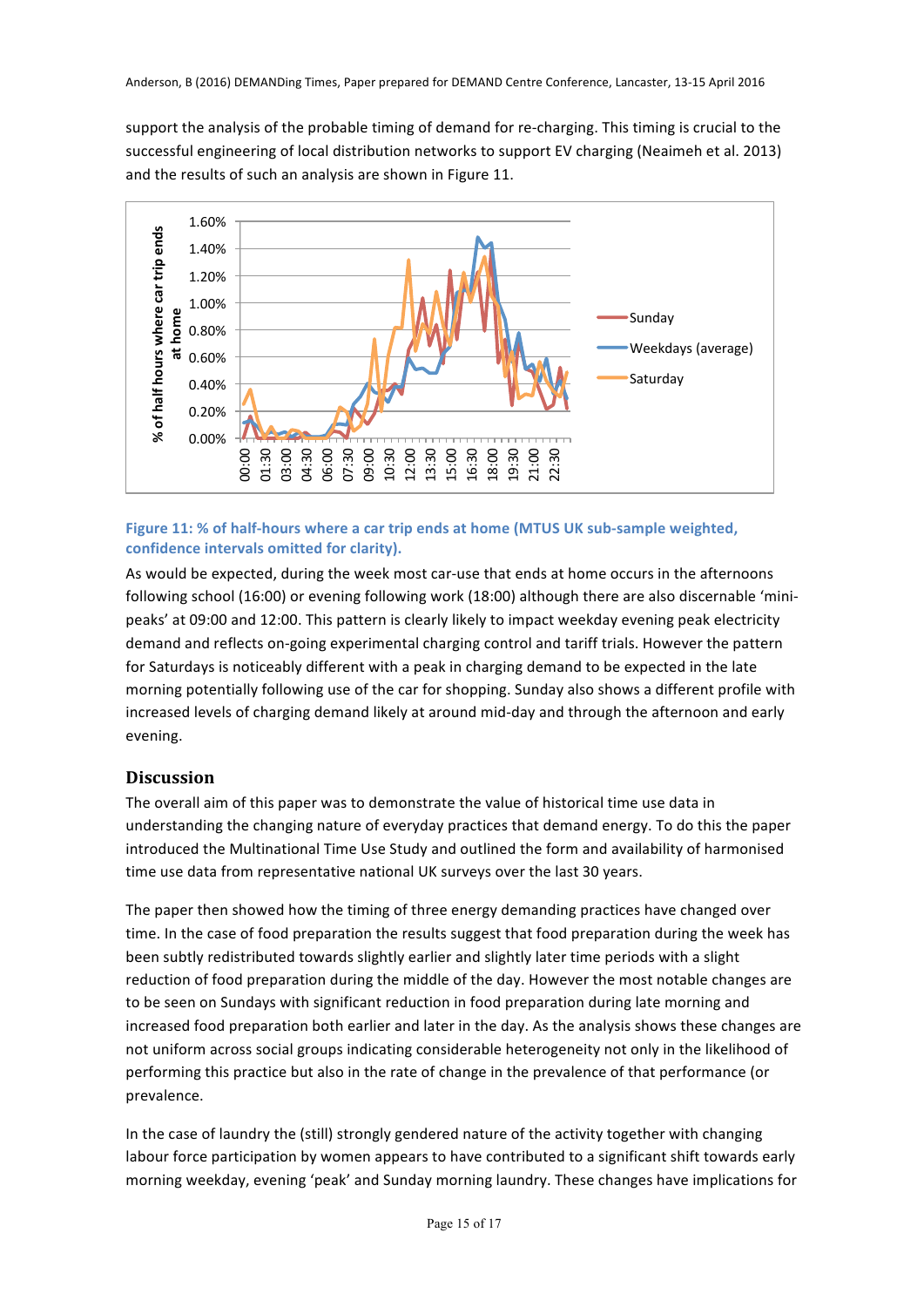support the analysis of the probable timing of demand for re-charging. This timing is crucial to the successful engineering of local distribution networks to support EV charging (Neaimeh et al. 2013) and the results of such an analysis are shown in Figure 11.

% of half hours where car trip ends at home

1.60%
1.40%
1.20%
1.00%
0.80%
0.60%
0.40%
0.20%
0.00%

00:00
01:30
03:00
04:30
06:00
07:30
09:00
10:30
12:00
13:30
15:00
16:30
18:00
19:30
21:00
22:30

Sunday
Weekdays (average)
Saturday

**Figure 11: % of half-hours where a car trip ends at home (MTUS UK sub-sample weighted, confidence intervals omitted for clarity).**

As would be expected, during the week most car-use that ends at home occurs in the afternoons following school (16:00) or evening following work (18:00) although there are also discernable 'mini-peaks' at 09:00 and 12:00. This pattern is clearly likely to impact weekday evening peak electricity demand and reflects on-going experimental charging control and tariff trials. However the pattern for Saturdays is noticeably different with a peak in charging demand to be expected in the late morning potentially following use of the car for shopping. Sunday also shows a different profile with increased levels of charging demand likely at around mid-day and through the afternoon and early evening.

## Discussion

The overall aim of this paper was to demonstrate the value of historical time use data in understanding the changing nature of everyday practices that demand energy. To do this the paper introduced the Multinational Time Use Study and outlined the form and availability of harmonised time use data from representative national UK surveys over the last 30 years.

The paper then showed how the timing of three energy demanding practices have changed over time. In the case of food preparation the results suggest that food preparation during the week has been subtly redistributed towards slightly earlier and slightly later time periods with a slight reduction of food preparation during the middle of the day. However the most notable changes are to be seen on Sundays with significant reduction in food preparation during late morning and increased food preparation both earlier and later in the day. As the analysis shows these changes are not uniform across social groups indicating considerable heterogeneity not only in the likelihood of performing this practice but also in the rate of change in the prevalence of that performance (or prevalence.

In the case of laundry the (still) strongly gendered nature of the activity together with changing labour force participation by women appears to have contributed to a significant shift towards early morning weekday, evening 'peak' and Sunday morning laundry. These changes have implications for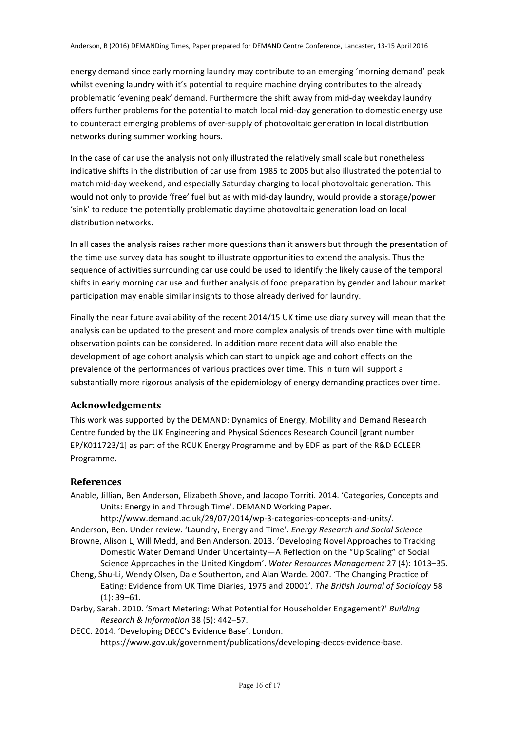energy demand since early morning laundry may contribute to an emerging 'morning demand' peak whilst evening laundry with it's potential to require machine drying contributes to the already problematic 'evening peak' demand. Furthermore the shift away from mid-day weekday laundry offers further problems for the potential to match local mid-day generation to domestic energy use to counteract emerging problems of over-supply of photovoltaic generation in local distribution networks during summer working hours.

In the case of car use the analysis not only illustrated the relatively small scale but nonetheless indicative shifts in the distribution of car use from 1985 to 2005 but also illustrated the potential to match mid-day weekend, and especially Saturday charging to local photovoltaic generation. This would not only to provide 'free' fuel but as with mid-day laundry, would provide a storage/power 'sink' to reduce the potentially problematic daytime photovoltaic generation load on local distribution networks.

In all cases the analysis raises rather more questions than it answers but through the presentation of the time use survey data has sought to illustrate opportunities to extend the analysis. Thus the sequence of activities surrounding car use could be used to identify the likely cause of the temporal shifts in early morning car use and further analysis of food preparation by gender and labour market participation may enable similar insights to those already derived for laundry.

Finally the near future availability of the recent 2014/15 UK time use diary survey will mean that the analysis can be updated to the present and more complex analysis of trends over time with multiple observation points can be considered. In addition more recent data will also enable the development of age cohort analysis which can start to unpick age and cohort effects on the prevalence of the performances of various practices over time. This in turn will support a substantially more rigorous analysis of the epidemiology of energy demanding practices over time.

## Acknowledgements

This work was supported by the DEMAND: Dynamics of Energy, Mobility and Demand Research Centre funded by the UK Engineering and Physical Sciences Research Council [grant number EP/K011723/1] as part of the RCUK Energy Programme and by EDF as part of the R&D ECLEER Programme.

## References

Anable, Jillian, Ben Anderson, Elizabeth Shove, and Jacopo Torriti. 2014. 'Categories, Concepts and Units: Energy in and Through Time'. DEMAND Working Paper. http://www.demand.ac.uk/29/07/2014/wp-3-categories-concepts-and-units/.

Anderson, Ben. Under review. 'Laundry, Energy and Time'. *Energy Research and Social Science*

Browne, Alison L, Will Medd, and Ben Anderson. 2013. 'Developing Novel Approaches to Tracking Domestic Water Demand Under Uncertainty—A Reflection on the "Up Scaling" of Social Science Approaches in the United Kingdom'. *Water Resources Management* 27 (4): 1013–35.

Cheng, Shu-Li, Wendy Olsen, Dale Southerton, and Alan Warde. 2007. 'The Changing Practice of Eating: Evidence from UK Time Diaries, 1975 and 20001'. *The British Journal of Sociology* 58 (1): 39–61.

Darby, Sarah. 2010. 'Smart Metering: What Potential for Householder Engagement?' *Building Research & Information* 38 (5): 442–57.

DECC. 2014. 'Developing DECC's Evidence Base'. London. https://www.gov.uk/government/publications/developing-deccs-evidence-base.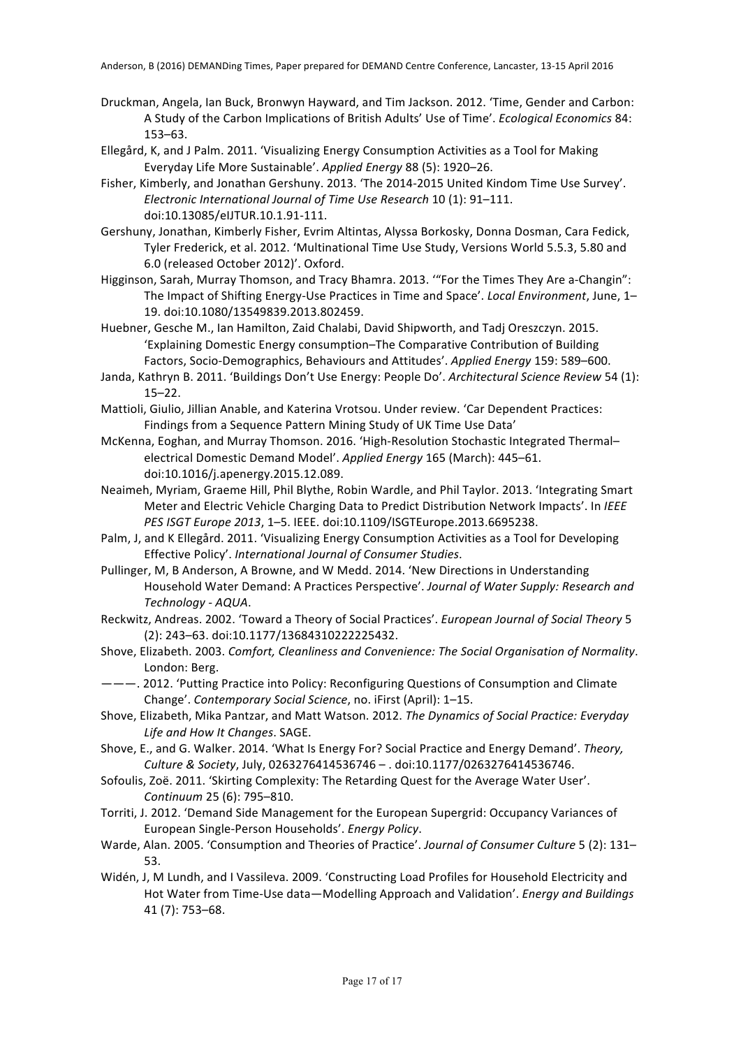Druckman, Angela, Ian Buck, Bronwyn Hayward, and Tim Jackson. 2012. 'Time, Gender and Carbon: A Study of the Carbon Implications of British Adults' Use of Time'. *Ecological Economics* 84: 153–63.

Ellegård, K, and J Palm. 2011. 'Visualizing Energy Consumption Activities as a Tool for Making Everyday Life More Sustainable'. *Applied Energy* 88 (5): 1920–26.

Fisher, Kimberly, and Jonathan Gershuny. 2013. 'The 2014-2015 United Kindom Time Use Survey'. *Electronic International Journal of Time Use Research* 10 (1): 91–111. doi:10.13085/eIJTUR.10.1.91-111.

Gershuny, Jonathan, Kimberly Fisher, Evrim Altintas, Alyssa Borkosky, Donna Dosman, Cara Fedick, Tyler Frederick, et al. 2012. 'Multinational Time Use Study, Versions World 5.5.3, 5.80 and 6.0 (released October 2012)'. Oxford.

Higginson, Sarah, Murray Thomson, and Tracy Bhamra. 2013. '"For the Times They Are a-Changin": The Impact of Shifting Energy-Use Practices in Time and Space'. *Local Environment*, June, 1–19. doi:10.1080/13549839.2013.802459.

Huebner, Gesche M., Ian Hamilton, Zaid Chalabi, David Shipworth, and Tadj Oreszczyn. 2015. 'Explaining Domestic Energy consumption–The Comparative Contribution of Building Factors, Socio-Demographics, Behaviours and Attitudes'. *Applied Energy* 159: 589–600.

Janda, Kathryn B. 2011. 'Buildings Don't Use Energy: People Do'. *Architectural Science Review* 54 (1): 15–22.

Mattioli, Giulio, Jillian Anable, and Katerina Vrotsou. Under review. 'Car Dependent Practices: Findings from a Sequence Pattern Mining Study of UK Time Use Data'

McKenna, Eoghan, and Murray Thomson. 2016. 'High-Resolution Stochastic Integrated Thermal–electrical Domestic Demand Model'. *Applied Energy* 165 (March): 445–61. doi:10.1016/j.apenergy.2015.12.089.

Neaimeh, Myriam, Graeme Hill, Phil Blythe, Robin Wardle, and Phil Taylor. 2013. 'Integrating Smart Meter and Electric Vehicle Charging Data to Predict Distribution Network Impacts'. In *IEEE PES ISGT Europe 2013*, 1–5. IEEE. doi:10.1109/ISGTEurope.2013.6695238.

Palm, J, and K Ellegård. 2011. 'Visualizing Energy Consumption Activities as a Tool for Developing Effective Policy'. *International Journal of Consumer Studies*.

Pullinger, M, B Anderson, A Browne, and W Medd. 2014. 'New Directions in Understanding Household Water Demand: A Practices Perspective'. *Journal of Water Supply: Research and Technology - AQUA*.

Reckwitz, Andreas. 2002. 'Toward a Theory of Social Practices'. *European Journal of Social Theory* 5 (2): 243–63. doi:10.1177/13684310222225432.

Shove, Elizabeth. 2003. *Comfort, Cleanliness and Convenience: The Social Organisation of Normality*. London: Berg.

———. 2012. 'Putting Practice into Policy: Reconfiguring Questions of Consumption and Climate Change'. *Contemporary Social Science*, no. iFirst (April): 1–15.

Shove, Elizabeth, Mika Pantzar, and Matt Watson. 2012. *The Dynamics of Social Practice: Everyday Life and How It Changes*. SAGE.

Shove, E., and G. Walker. 2014. 'What Is Energy For? Social Practice and Energy Demand'. *Theory, Culture & Society*, July, 0263276414536746 – . doi:10.1177/0263276414536746.

Sofoulis, Zoë. 2011. 'Skirting Complexity: The Retarding Quest for the Average Water User'. *Continuum* 25 (6): 795–810.

Torriti, J. 2012. 'Demand Side Management for the European Supergrid: Occupancy Variances of European Single-Person Households'. *Energy Policy*.

Warde, Alan. 2005. 'Consumption and Theories of Practice'. *Journal of Consumer Culture* 5 (2): 131–53.

Widén, J, M Lundh, and I Vassileva. 2009. 'Constructing Load Profiles for Household Electricity and Hot Water from Time-Use data—Modelling Approach and Validation'. *Energy and Buildings* 41 (7): 753–68.